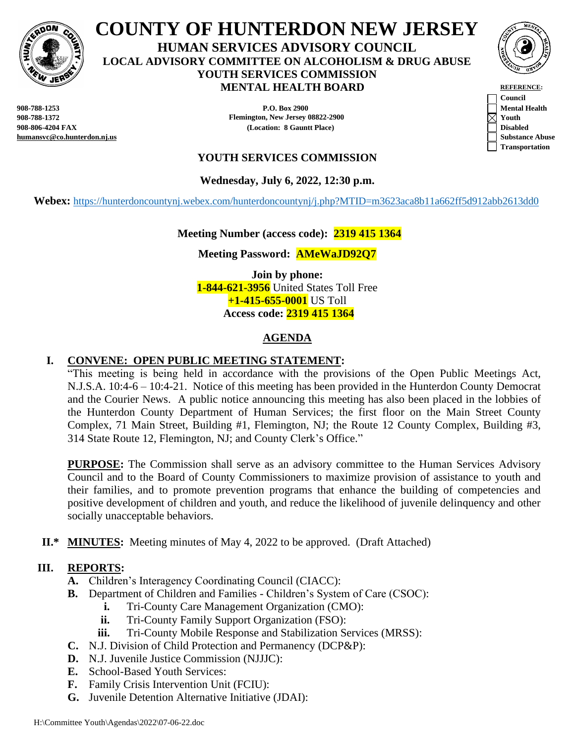# COUNTY OF HUNTERDON NEW JERSEY

**HUMAN SERVICES ADVISORY COUNCIL**
**LOCAL ADVISORY COMMITTEE ON ALCOHOLISM & DRUG ABUSE**
**YOUTH SERVICES COMMISSION**
**MENTAL HEALTH BOARD**

**908-788-1253**
**908-788-1372**
**908-806-4204 FAX**
**humansvc@co.hunterdon.nj.us**

**P.O. Box 2900**
**Flemington, New Jersey 08822-2900**
**(Location: 8 Gauntt Place)**

**REFERENCE:**
- ☐ Council
- ☐ Mental Health
- ☒ Youth
- ☐ Disabled
- ☐ Substance Abuse
- ☐ Transportation

## YOUTH SERVICES COMMISSION

**Wednesday, July 6, 2022, 12:30 p.m.**

**Webex:** https://hunterdoncountynj.webex.com/hunterdoncountynj/j.php?MTID=m3623aca8b11a662ff5d912abb2613dd0

**Meeting Number (access code): 2319 415 1364**

**Meeting Password: AMeWaJD92Q7**

**Join by phone:**
**1-844-621-3956** United States Toll Free
**+1-415-655-0001** US Toll
**Access code: 2319 415 1364**

## AGENDA

**I. CONVENE: OPEN PUBLIC MEETING STATEMENT:**

"This meeting is being held in accordance with the provisions of the Open Public Meetings Act, N.J.S.A. 10:4-6 – 10:4-21. Notice of this meeting has been provided in the Hunterdon County Democrat and the Courier News. A public notice announcing this meeting has also been placed in the lobbies of the Hunterdon County Department of Human Services; the first floor on the Main Street County Complex, 71 Main Street, Building #1, Flemington, NJ; the Route 12 County Complex, Building #3, 314 State Route 12, Flemington, NJ; and County Clerk's Office."

**PURPOSE:** The Commission shall serve as an advisory committee to the Human Services Advisory Council and to the Board of County Commissioners to maximize provision of assistance to youth and their families, and to promote prevention programs that enhance the building of competencies and positive development of children and youth, and reduce the likelihood of juvenile delinquency and other socially unacceptable behaviors.

**II.* MINUTES:** Meeting minutes of May 4, 2022 to be approved. (Draft Attached)

**III. REPORTS:**

- **A.** Children's Interagency Coordinating Council (CIACC):
- **B.** Department of Children and Families - Children's System of Care (CSOC):
  - **i.** Tri-County Care Management Organization (CMO):
  - **ii.** Tri-County Family Support Organization (FSO):
  - **iii.** Tri-County Mobile Response and Stabilization Services (MRSS):
- **C.** N.J. Division of Child Protection and Permanency (DCP&P):
- **D.** N.J. Juvenile Justice Commission (NJJJC):
- **E.** School-Based Youth Services:
- **F.** Family Crisis Intervention Unit (FCIU):
- **G.** Juvenile Detention Alternative Initiative (JDAI):

H:\Committee Youth\Agendas\2022\07-06-22.doc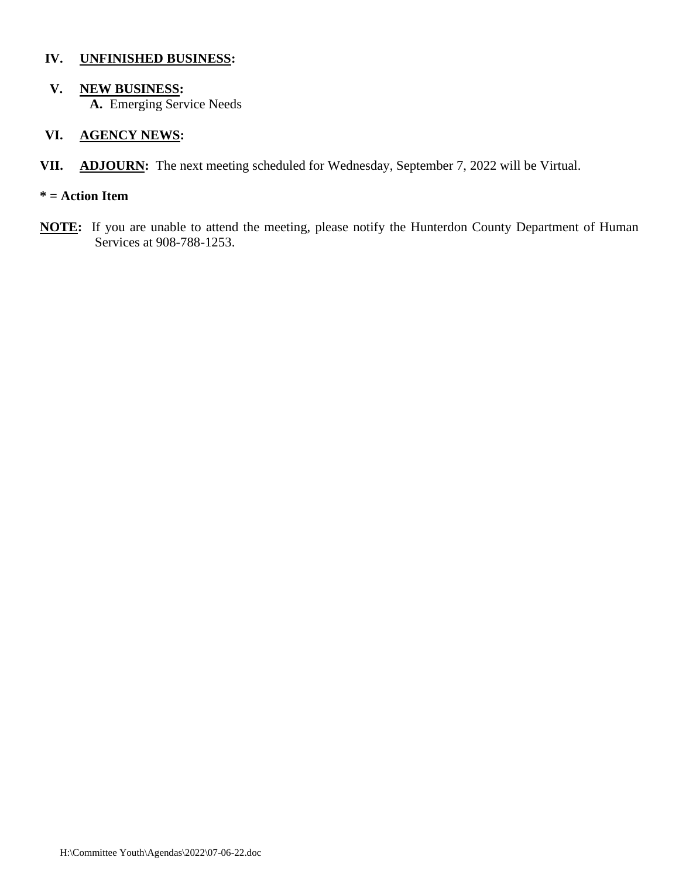**IV. UNFINISHED BUSINESS:**

**V. NEW BUSINESS:**

**A.** Emerging Service Needs

**VI. AGENCY NEWS:**

**VII. ADJOURN:** The next meeting scheduled for Wednesday, September 7, 2022 will be Virtual.

*** = Action Item**

**NOTE:** If you are unable to attend the meeting, please notify the Hunterdon County Department of Human Services at 908-788-1253.

H:\Committee Youth\Agendas\2022\07-06-22.doc